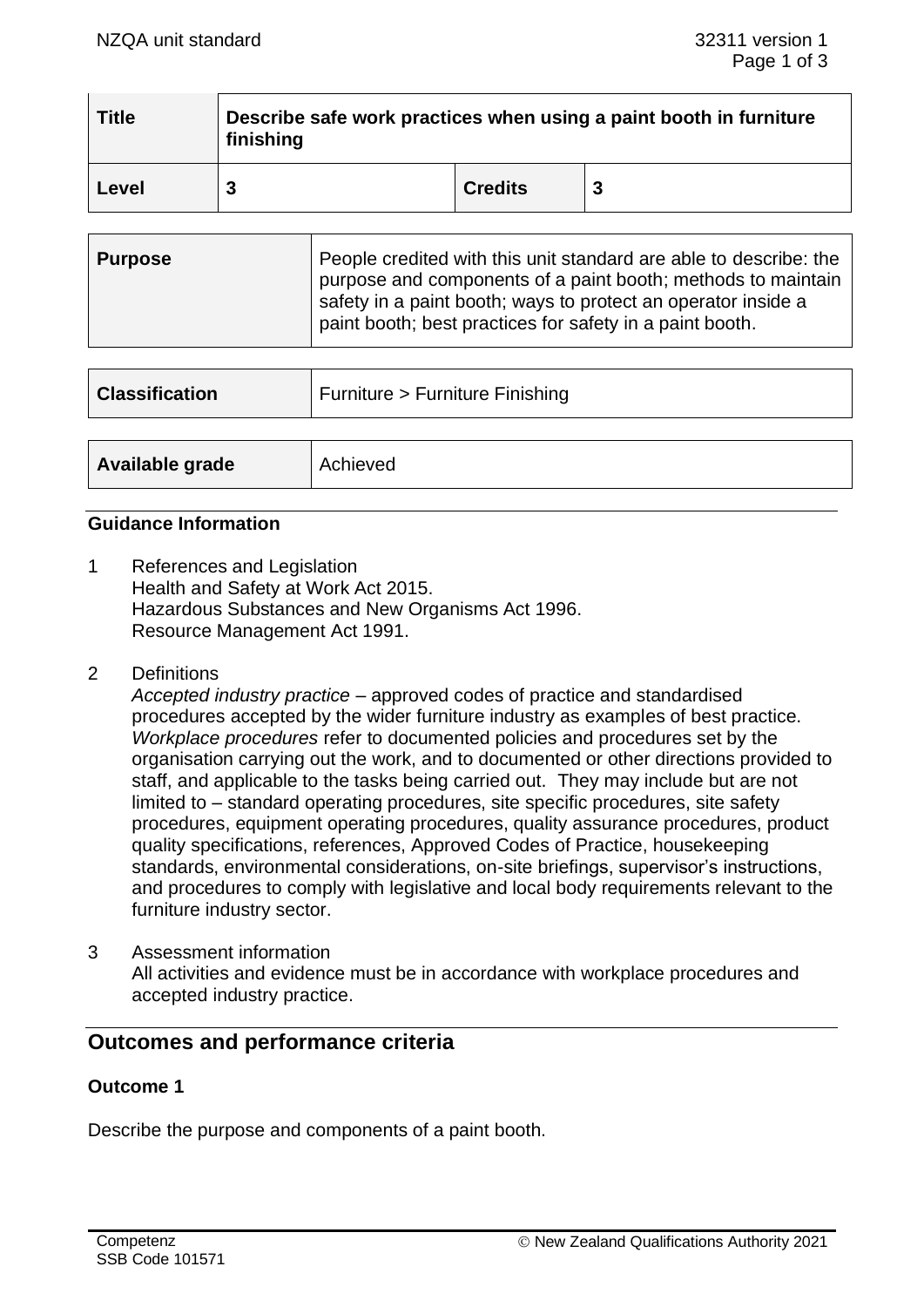| Title | Describe safe work practices when using a paint booth in furniture finishing | | |
|---|---|---|---|
| Level | 3 | Credits | 3 |

| Purpose | People credited with this unit standard are able to describe: the purpose and components of a paint booth; methods to maintain safety in a paint booth; ways to protect an operator inside a paint booth; best practices for safety in a paint booth. |
|---|---|

| Classification | Furniture > Furniture Finishing |
|---|---|

| Available grade | Achieved |
|---|---|

### Guidance Information

1 References and Legislation
Health and Safety at Work Act 2015.
Hazardous Substances and New Organisms Act 1996.
Resource Management Act 1991.

2 Definitions
*Accepted industry practice* – approved codes of practice and standardised procedures accepted by the wider furniture industry as examples of best practice.
*Workplace procedures* refer to documented policies and procedures set by the organisation carrying out the work, and to documented or other directions provided to staff, and applicable to the tasks being carried out. They may include but are not limited to – standard operating procedures, site specific procedures, site safety procedures, equipment operating procedures, quality assurance procedures, product quality specifications, references, Approved Codes of Practice, housekeeping standards, environmental considerations, on-site briefings, supervisor's instructions, and procedures to comply with legislative and local body requirements relevant to the furniture industry sector.

3 Assessment information
All activities and evidence must be in accordance with workplace procedures and accepted industry practice.

## Outcomes and performance criteria

### Outcome 1

Describe the purpose and components of a paint booth.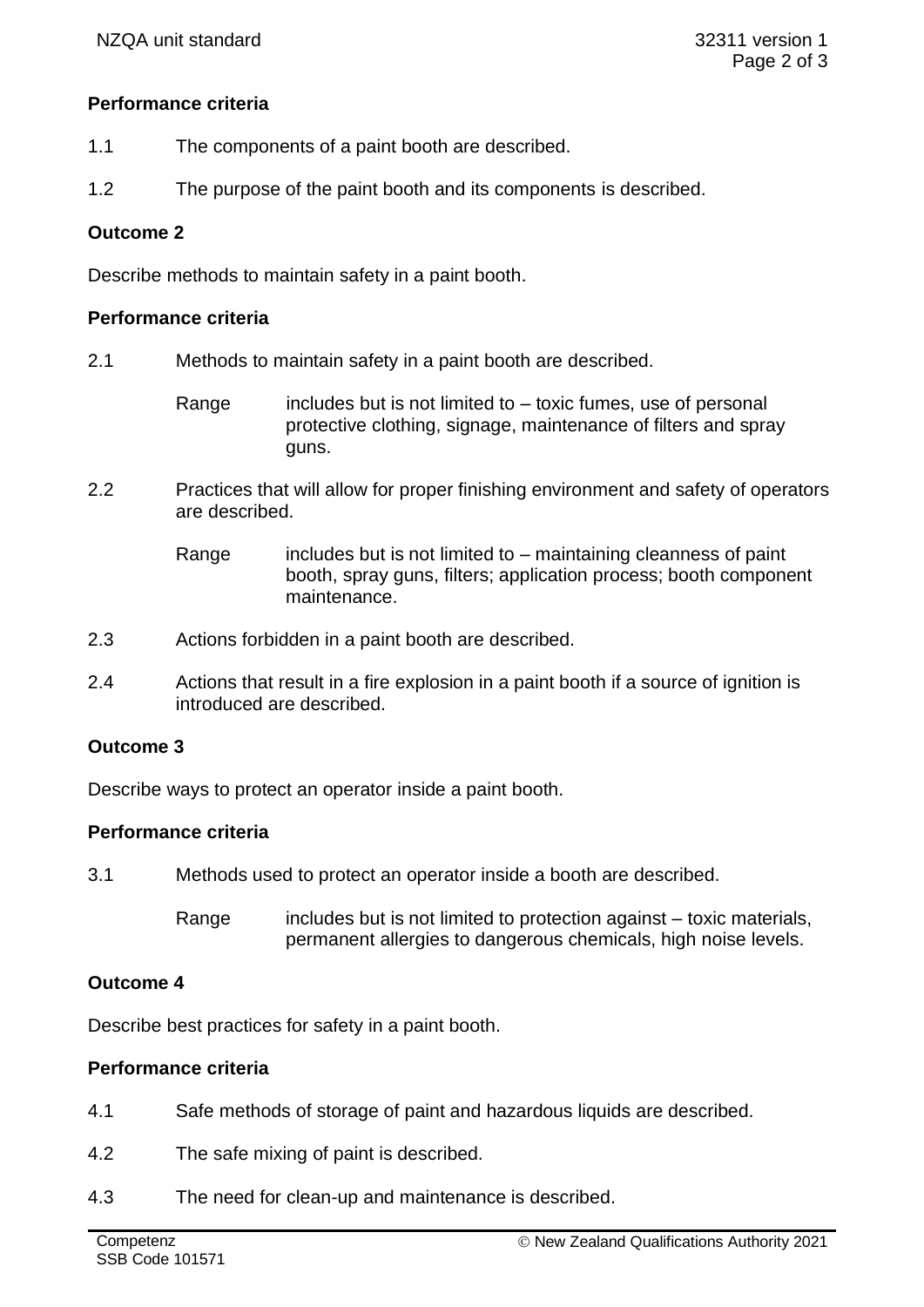**Performance criteria**

1.1 The components of a paint booth are described.

1.2 The purpose of the paint booth and its components is described.

**Outcome 2**

Describe methods to maintain safety in a paint booth.

**Performance criteria**

2.1 Methods to maintain safety in a paint booth are described.

Range includes but is not limited to – toxic fumes, use of personal protective clothing, signage, maintenance of filters and spray guns.

2.2 Practices that will allow for proper finishing environment and safety of operators are described.

Range includes but is not limited to – maintaining cleanness of paint booth, spray guns, filters; application process; booth component maintenance.

2.3 Actions forbidden in a paint booth are described.

2.4 Actions that result in a fire explosion in a paint booth if a source of ignition is introduced are described.

**Outcome 3**

Describe ways to protect an operator inside a paint booth.

**Performance criteria**

3.1 Methods used to protect an operator inside a booth are described.

Range includes but is not limited to protection against – toxic materials, permanent allergies to dangerous chemicals, high noise levels.

**Outcome 4**

Describe best practices for safety in a paint booth.

**Performance criteria**

4.1 Safe methods of storage of paint and hazardous liquids are described.

4.2 The safe mixing of paint is described.

4.3 The need for clean-up and maintenance is described.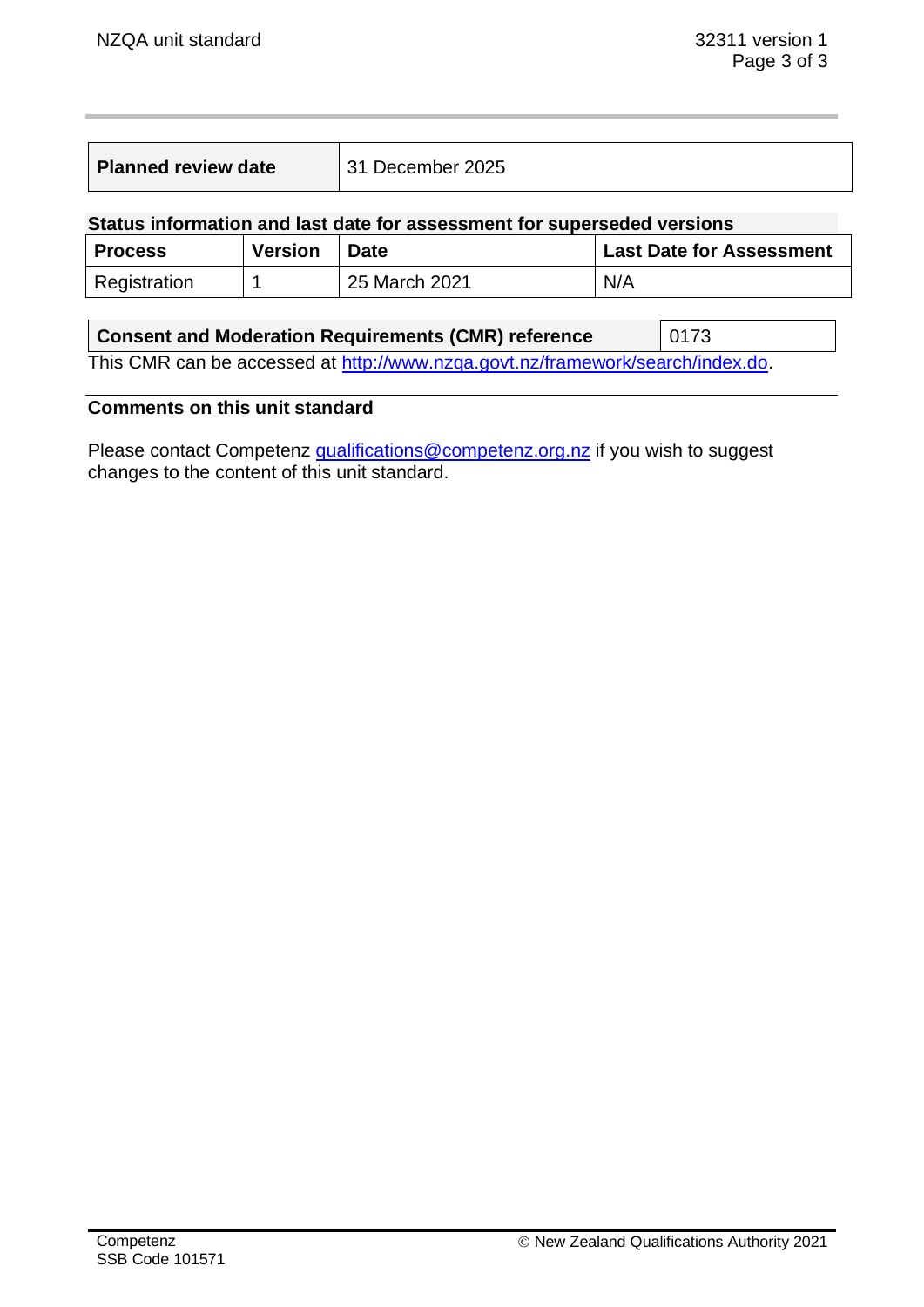| Planned review date | 31 December 2025 |
|---|---|

**Status information and last date for assessment for superseded versions**

| Process | Version | Date | Last Date for Assessment |
|---|---|---|---|
| Registration | 1 | 25 March 2021 | N/A |

| Consent and Moderation Requirements (CMR) reference | 0173 |
|---|---|

This CMR can be accessed at http://www.nzqa.govt.nz/framework/search/index.do.

**Comments on this unit standard**

Please contact Competenz qualifications@competenz.org.nz if you wish to suggest changes to the content of this unit standard.